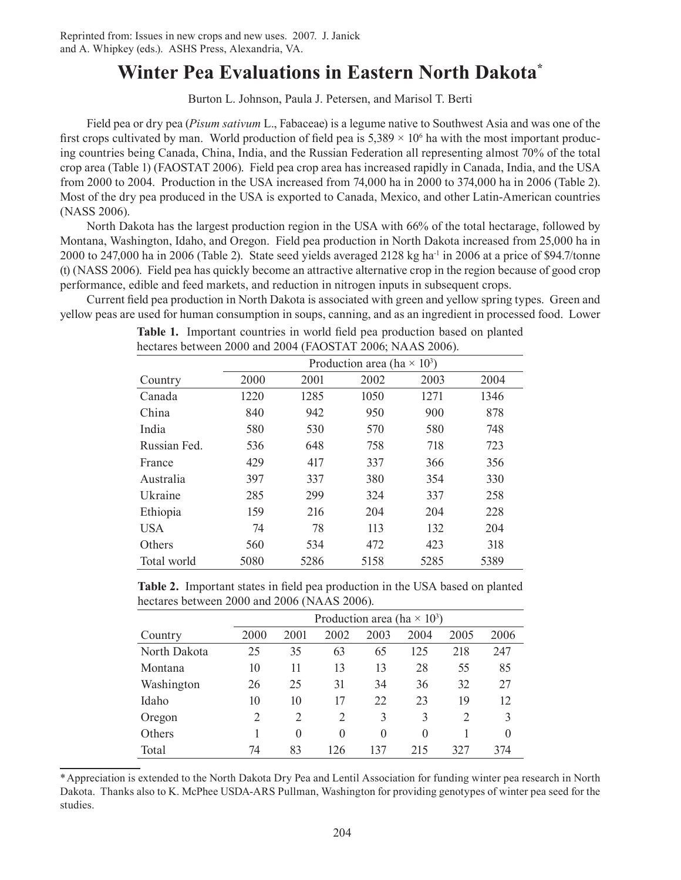Reprinted from: Issues in new crops and new uses. 2007. J. Janick and A. Whipkey (eds.). ASHS Press, Alexandria, VA.

# Winter Pea Evaluations in Eastern North Dakota*

Burton L. Johnson, Paula J. Petersen, and Marisol T. Berti

Field pea or dry pea (*Pisum sativum* L., Fabaceae) is a legume native to Southwest Asia and was one of the first crops cultivated by man. World production of field pea is $5{,}389 \times 10^6$ ha with the most important producing countries being Canada, China, India, and the Russian Federation all representing almost 70% of the total crop area (Table 1) (FAOSTAT 2006). Field pea crop area has increased rapidly in Canada, India, and the USA from 2000 to 2004. Production in the USA increased from 74,000 ha in 2000 to 374,000 ha in 2006 (Table 2). Most of the dry pea produced in the USA is exported to Canada, Mexico, and other Latin-American countries (NASS 2006).

North Dakota has the largest production region in the USA with 66% of the total hectarage, followed by Montana, Washington, Idaho, and Oregon. Field pea production in North Dakota increased from 25,000 ha in 2000 to 247,000 ha in 2006 (Table 2). State seed yields averaged 2128 kg ha$^{-1}$ in 2006 at a price of \$94.7/tonne (t) (NASS 2006). Field pea has quickly become an attractive alternative crop in the region because of good crop performance, edible and feed markets, and reduction in nitrogen inputs in subsequent crops.

Current field pea production in North Dakota is associated with green and yellow spring types. Green and yellow peas are used for human consumption in soups, canning, and as an ingredient in processed food. Lower

**Table 1.** Important countries in world field pea production based on planted hectares between 2000 and 2004 (FAOSTAT 2006; NAAS 2006).

| | Production area (ha × 10³) | | | | |
|---|---|---|---|---|---|
| Country | 2000 | 2001 | 2002 | 2003 | 2004 |
| Canada | 1220 | 1285 | 1050 | 1271 | 1346 |
| China | 840 | 942 | 950 | 900 | 878 |
| India | 580 | 530 | 570 | 580 | 748 |
| Russian Fed. | 536 | 648 | 758 | 718 | 723 |
| France | 429 | 417 | 337 | 366 | 356 |
| Australia | 397 | 337 | 380 | 354 | 330 |
| Ukraine | 285 | 299 | 324 | 337 | 258 |
| Ethiopia | 159 | 216 | 204 | 204 | 228 |
| USA | 74 | 78 | 113 | 132 | 204 |
| Others | 560 | 534 | 472 | 423 | 318 |
| Total world | 5080 | 5286 | 5158 | 5285 | 5389 |

**Table 2.** Important states in field pea production in the USA based on planted hectares between 2000 and 2006 (NAAS 2006).

| | Production area (ha × 10³) | | | | | | |
|---|---|---|---|---|---|---|---|
| Country | 2000 | 2001 | 2002 | 2003 | 2004 | 2005 | 2006 |
| North Dakota | 25 | 35 | 63 | 65 | 125 | 218 | 247 |
| Montana | 10 | 11 | 13 | 13 | 28 | 55 | 85 |
| Washington | 26 | 25 | 31 | 34 | 36 | 32 | 27 |
| Idaho | 10 | 10 | 17 | 22 | 23 | 19 | 12 |
| Oregon | 2 | 2 | 2 | 3 | 3 | 2 | 3 |
| Others | 1 | 0 | 0 | 0 | 0 | 1 | 0 |
| Total | 74 | 83 | 126 | 137 | 215 | 327 | 374 |

*Appreciation is extended to the North Dakota Dry Pea and Lentil Association for funding winter pea research in North Dakota. Thanks also to K. McPhee USDA-ARS Pullman, Washington for providing genotypes of winter pea seed for the studies.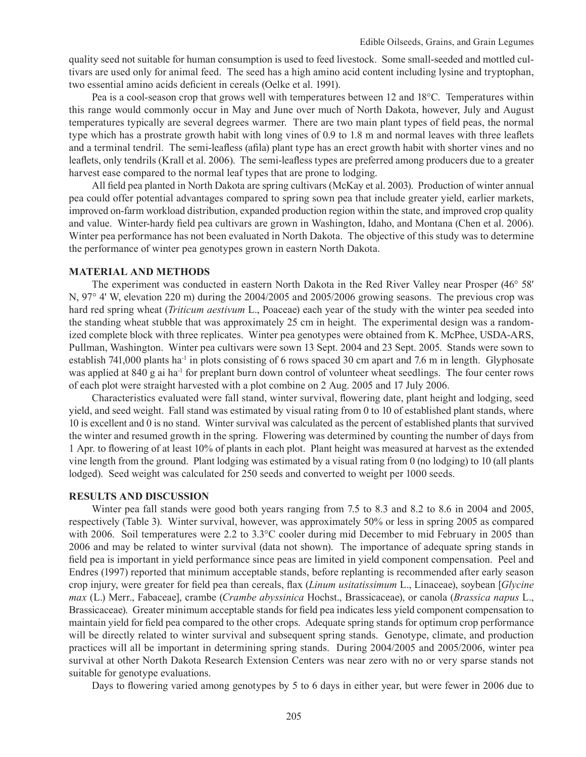quality seed not suitable for human consumption is used to feed livestock. Some small-seeded and mottled cultivars are used only for animal feed. The seed has a high amino acid content including lysine and tryptophan, two essential amino acids deficient in cereals (Oelke et al. 1991).

Pea is a cool-season crop that grows well with temperatures between 12 and 18°C. Temperatures within this range would commonly occur in May and June over much of North Dakota, however, July and August temperatures typically are several degrees warmer. There are two main plant types of field peas, the normal type which has a prostrate growth habit with long vines of 0.9 to 1.8 m and normal leaves with three leaflets and a terminal tendril. The semi-leafless (afila) plant type has an erect growth habit with shorter vines and no leaflets, only tendrils (Krall et al. 2006). The semi-leafless types are preferred among producers due to a greater harvest ease compared to the normal leaf types that are prone to lodging.

All field pea planted in North Dakota are spring cultivars (McKay et al. 2003). Production of winter annual pea could offer potential advantages compared to spring sown pea that include greater yield, earlier markets, improved on-farm workload distribution, expanded production region within the state, and improved crop quality and value. Winter-hardy field pea cultivars are grown in Washington, Idaho, and Montana (Chen et al. 2006). Winter pea performance has not been evaluated in North Dakota. The objective of this study was to determine the performance of winter pea genotypes grown in eastern North Dakota.

## MATERIAL AND METHODS

The experiment was conducted in eastern North Dakota in the Red River Valley near Prosper (46° 58' N, 97° 4' W, elevation 220 m) during the 2004/2005 and 2005/2006 growing seasons. The previous crop was hard red spring wheat (*Triticum aestivum* L., Poaceae) each year of the study with the winter pea seeded into the standing wheat stubble that was approximately 25 cm in height. The experimental design was a randomized complete block with three replicates. Winter pea genotypes were obtained from K. McPhee, USDA-ARS, Pullman, Washington. Winter pea cultivars were sown 13 Sept. 2004 and 23 Sept. 2005. Stands were sown to establish 741,000 plants $ha^{-1}$ in plots consisting of 6 rows spaced 30 cm apart and 7.6 m in length. Glyphosate was applied at 840 g ai $ha^{-1}$ for preplant burn down control of volunteer wheat seedlings. The four center rows of each plot were straight harvested with a plot combine on 2 Aug. 2005 and 17 July 2006.

Characteristics evaluated were fall stand, winter survival, flowering date, plant height and lodging, seed yield, and seed weight. Fall stand was estimated by visual rating from 0 to 10 of established plant stands, where 10 is excellent and 0 is no stand. Winter survival was calculated as the percent of established plants that survived the winter and resumed growth in the spring. Flowering was determined by counting the number of days from 1 Apr. to flowering of at least 10% of plants in each plot. Plant height was measured at harvest as the extended vine length from the ground. Plant lodging was estimated by a visual rating from 0 (no lodging) to 10 (all plants lodged). Seed weight was calculated for 250 seeds and converted to weight per 1000 seeds.

## RESULTS AND DISCUSSION

Winter pea fall stands were good both years ranging from 7.5 to 8.3 and 8.2 to 8.6 in 2004 and 2005, respectively (Table 3). Winter survival, however, was approximately 50% or less in spring 2005 as compared with 2006. Soil temperatures were 2.2 to 3.3°C cooler during mid December to mid February in 2005 than 2006 and may be related to winter survival (data not shown). The importance of adequate spring stands in field pea is important in yield performance since peas are limited in yield component compensation. Peel and Endres (1997) reported that minimum acceptable stands, before replanting is recommended after early season crop injury, were greater for field pea than cereals, flax (*Linum usitatissimum* L., Linaceae), soybean [*Glycine max* (L.) Merr., Fabaceae], crambe (*Crambe abyssinica* Hochst., Brassicaceae), or canola (*Brassica napus* L., Brassicaceae). Greater minimum acceptable stands for field pea indicates less yield component compensation to maintain yield for field pea compared to the other crops. Adequate spring stands for optimum crop performance will be directly related to winter survival and subsequent spring stands. Genotype, climate, and production practices will all be important in determining spring stands. During 2004/2005 and 2005/2006, winter pea survival at other North Dakota Research Extension Centers was near zero with no or very sparse stands not suitable for genotype evaluations.

Days to flowering varied among genotypes by 5 to 6 days in either year, but were fewer in 2006 due to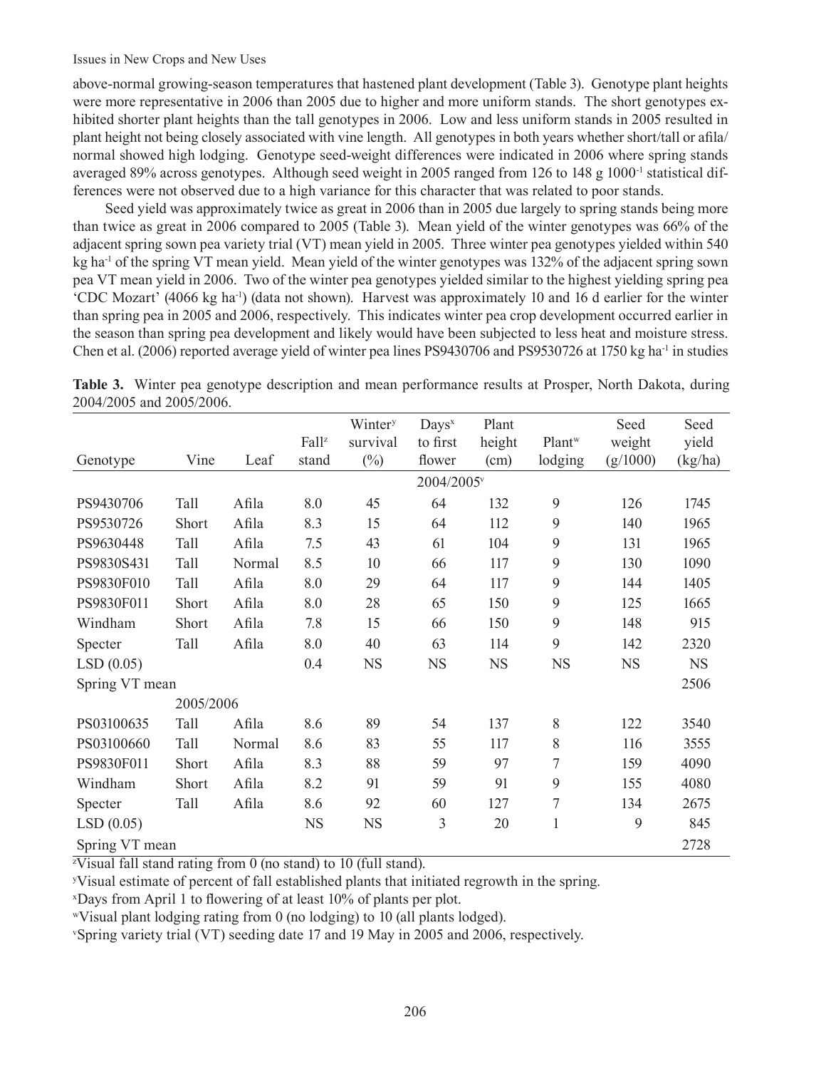above-normal growing-season temperatures that hastened plant development (Table 3). Genotype plant heights were more representative in 2006 than 2005 due to higher and more uniform stands. The short genotypes exhibited shorter plant heights than the tall genotypes in 2006. Low and less uniform stands in 2005 resulted in plant height not being closely associated with vine length. All genotypes in both years whether short/tall or afila/normal showed high lodging. Genotype seed-weight differences were indicated in 2006 where spring stands averaged 89% across genotypes. Although seed weight in 2005 ranged from 126 to 148 g $1000^{-1}$ statistical differences were not observed due to a high variance for this character that was related to poor stands.

Seed yield was approximately twice as great in 2006 than in 2005 due largely to spring stands being more than twice as great in 2006 compared to 2005 (Table 3). Mean yield of the winter genotypes was 66% of the adjacent spring sown pea variety trial (VT) mean yield in 2005. Three winter pea genotypes yielded within 540 kg $ha^{-1}$ of the spring VT mean yield. Mean yield of the winter genotypes was 132% of the adjacent spring sown pea VT mean yield in 2006. Two of the winter pea genotypes yielded similar to the highest yielding spring pea 'CDC Mozart' (4066 kg $ha^{-1}$) (data not shown). Harvest was approximately 10 and 16 d earlier for the winter than spring pea in 2005 and 2006, respectively. This indicates winter pea crop development occurred earlier in the season than spring pea development and likely would have been subjected to less heat and moisture stress. Chen et al. (2006) reported average yield of winter pea lines PS9430706 and PS9530726 at 1750 kg $ha^{-1}$ in studies

**Table 3.** Winter pea genotype description and mean performance results at Prosper, North Dakota, during 2004/2005 and 2005/2006.

| Genotype | Vine | Leaf | Fall[z] stand | Winter[y] survival (%) | Days[x] to first flower | Plant height (cm) | Plant[w] lodging | Seed weight (g/1000) | Seed yield (kg/ha) |
|---|---|---|---|---|---|---|---|---|---|
| | | | | | 2004/2005[v] | | | | |
| PS9430706 | Tall | Afila | 8.0 | 45 | 64 | 132 | 9 | 126 | 1745 |
| PS9530726 | Short | Afila | 8.3 | 15 | 64 | 112 | 9 | 140 | 1965 |
| PS9630448 | Tall | Afila | 7.5 | 43 | 61 | 104 | 9 | 131 | 1965 |
| PS9830S431 | Tall | Normal | 8.5 | 10 | 66 | 117 | 9 | 130 | 1090 |
| PS9830F010 | Tall | Afila | 8.0 | 29 | 64 | 117 | 9 | 144 | 1405 |
| PS9830F011 | Short | Afila | 8.0 | 28 | 65 | 150 | 9 | 125 | 1665 |
| Windham | Short | Afila | 7.8 | 15 | 66 | 150 | 9 | 148 | 915 |
| Specter | Tall | Afila | 8.0 | 40 | 63 | 114 | 9 | 142 | 2320 |
| LSD (0.05) | | | 0.4 | NS | NS | NS | NS | NS | NS |
| Spring VT mean | | | | | | | | | 2506 |
| | 2005/2006 | | | | | | | | |
| PS03100635 | Tall | Afila | 8.6 | 89 | 54 | 137 | 8 | 122 | 3540 |
| PS03100660 | Tall | Normal | 8.6 | 83 | 55 | 117 | 8 | 116 | 3555 |
| PS9830F011 | Short | Afila | 8.3 | 88 | 59 | 97 | 7 | 159 | 4090 |
| Windham | Short | Afila | 8.2 | 91 | 59 | 91 | 9 | 155 | 4080 |
| Specter | Tall | Afila | 8.6 | 92 | 60 | 127 | 7 | 134 | 2675 |
| LSD (0.05) | | | NS | NS | 3 | 20 | 1 | 9 | 845 |
| Spring VT mean | | | | | | | | | 2728 |

[z]Visual fall stand rating from 0 (no stand) to 10 (full stand).

[y]Visual estimate of percent of fall established plants that initiated regrowth in the spring.

[x]Days from April 1 to flowering of at least 10% of plants per plot.

[w]Visual plant lodging rating from 0 (no lodging) to 10 (all plants lodged).

[v]Spring variety trial (VT) seeding date 17 and 19 May in 2005 and 2006, respectively.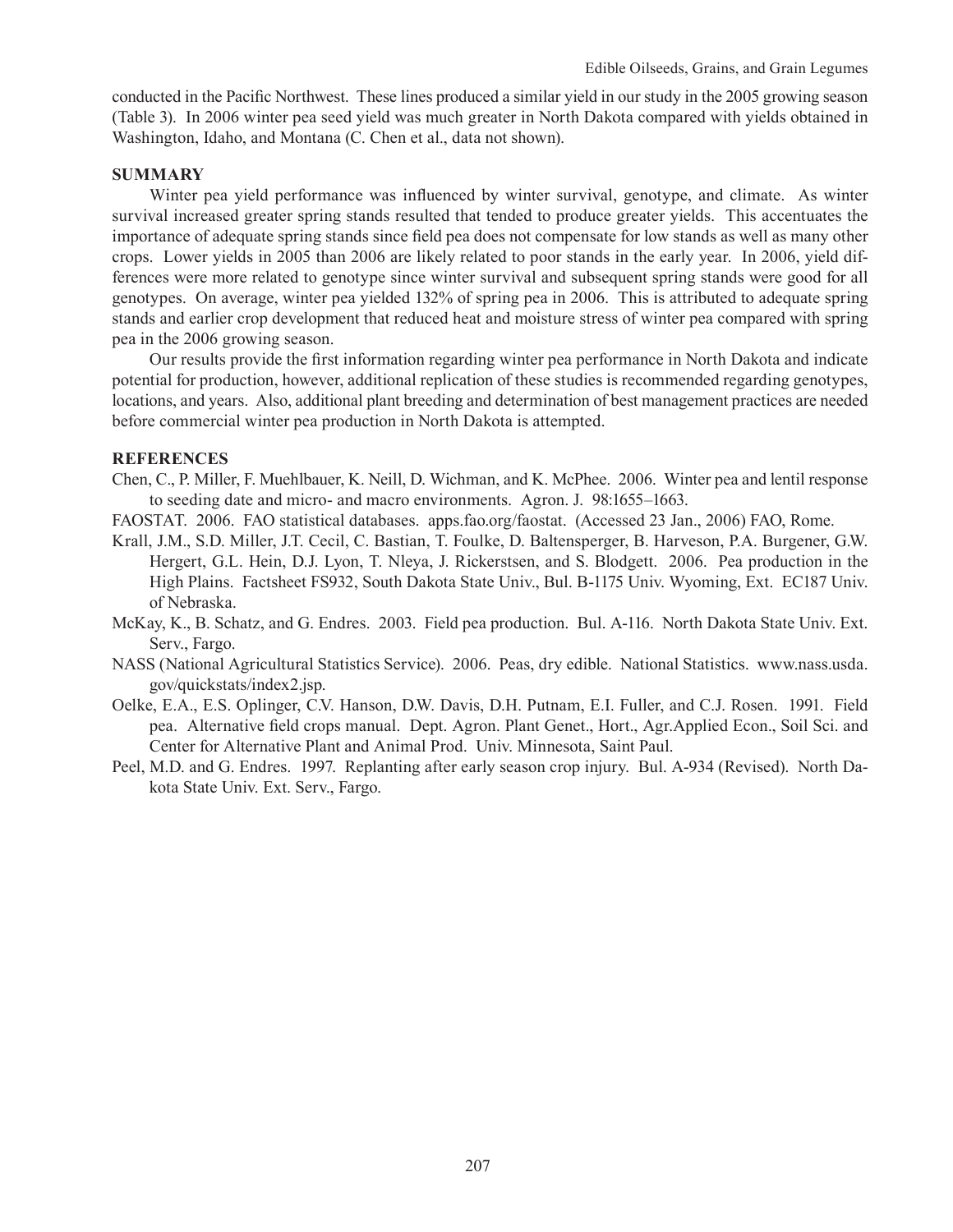conducted in the Pacific Northwest. These lines produced a similar yield in our study in the 2005 growing season (Table 3). In 2006 winter pea seed yield was much greater in North Dakota compared with yields obtained in Washington, Idaho, and Montana (C. Chen et al., data not shown).

## SUMMARY

Winter pea yield performance was influenced by winter survival, genotype, and climate. As winter survival increased greater spring stands resulted that tended to produce greater yields. This accentuates the importance of adequate spring stands since field pea does not compensate for low stands as well as many other crops. Lower yields in 2005 than 2006 are likely related to poor stands in the early year. In 2006, yield differences were more related to genotype since winter survival and subsequent spring stands were good for all genotypes. On average, winter pea yielded 132% of spring pea in 2006. This is attributed to adequate spring stands and earlier crop development that reduced heat and moisture stress of winter pea compared with spring pea in the 2006 growing season.

Our results provide the first information regarding winter pea performance in North Dakota and indicate potential for production, however, additional replication of these studies is recommended regarding genotypes, locations, and years. Also, additional plant breeding and determination of best management practices are needed before commercial winter pea production in North Dakota is attempted.

## REFERENCES

Chen, C., P. Miller, F. Muehlbauer, K. Neill, D. Wichman, and K. McPhee. 2006. Winter pea and lentil response to seeding date and micro- and macro environments. Agron. J. 98:1655–1663.

FAOSTAT. 2006. FAO statistical databases. apps.fao.org/faostat. (Accessed 23 Jan., 2006) FAO, Rome.

Krall, J.M., S.D. Miller, J.T. Cecil, C. Bastian, T. Foulke, D. Baltensperger, B. Harveson, P.A. Burgener, G.W. Hergert, G.L. Hein, D.J. Lyon, T. Nleya, J. Rickerstsen, and S. Blodgett. 2006. Pea production in the High Plains. Factsheet FS932, South Dakota State Univ., Bul. B-1175 Univ. Wyoming, Ext. EC187 Univ. of Nebraska.

McKay, K., B. Schatz, and G. Endres. 2003. Field pea production. Bul. A-116. North Dakota State Univ. Ext. Serv., Fargo.

NASS (National Agricultural Statistics Service). 2006. Peas, dry edible. National Statistics. www.nass.usda.gov/quickstats/index2.jsp.

Oelke, E.A., E.S. Oplinger, C.V. Hanson, D.W. Davis, D.H. Putnam, E.I. Fuller, and C.J. Rosen. 1991. Field pea. Alternative field crops manual. Dept. Agron. Plant Genet., Hort., Agr.Applied Econ., Soil Sci. and Center for Alternative Plant and Animal Prod. Univ. Minnesota, Saint Paul.

Peel, M.D. and G. Endres. 1997. Replanting after early season crop injury. Bul. A-934 (Revised). North Dakota State Univ. Ext. Serv., Fargo.